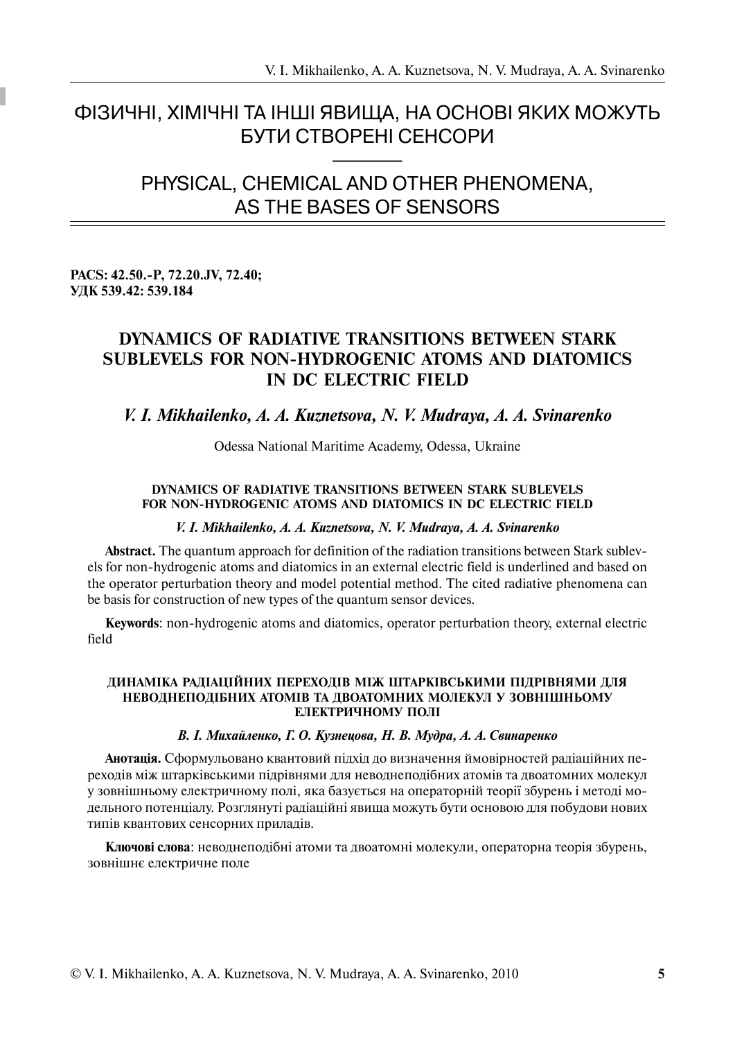# ФІЗИЧНІ, ХІМІЧНІ ТА ІНШІ ЯВИЩА, НА ОСНОВІ ЯКИХ МОЖУТЬ БУТИ СТВОРЕНІ СЕНСОРИ

# PHYSICAL, CHEMICAL AND OTHER PHENOMENA, AS THE BASES OF SENSORS

**PACS: 42.50.-P, 72.20.JV, 72.40;**
**УДК 539.42: 539.184**

## DYNAMICS OF RADIATIVE TRANSITIONS BETWEEN STARK SUBLEVELS FOR NON-HYDROGENIC ATOMS AND DIATOMICS IN DC ELECTRIC FIELD

***V. I. Mikhailenko, A. A. Kuznetsova, N. V. Mudraya, A. A. Svinarenko***

Odessa National Maritime Academy, Odessa, Ukraine

**DYNAMICS OF RADIATIVE TRANSITIONS BETWEEN STARK SUBLEVELS FOR NON-HYDROGENIC ATOMS AND DIATOMICS IN DC ELECTRIC FIELD**

***V. I. Mikhailenko, A. A. Kuznetsova, N. V. Mudraya, A. A. Svinarenko***

**Abstract.** The quantum approach for definition of the radiation transitions between Stark sublevels for non-hydrogenic atoms and diatomics in an external electric field is underlined and based on the operator perturbation theory and model potential method. The cited radiative phenomena can be basis for construction of new types of the quantum sensor devices.

**Keywords**: non-hydrogenic atoms and diatomics, operator perturbation theory, external electric field

**ДИНАМІКА РАДІАЦІЙНИХ ПЕРЕХОДІВ МІЖ ШТАРКІВСЬКИМИ ПІДРІВНЯМИ ДЛЯ НЕВОДНЕПОДІБНИХ АТОМІВ ТА ДВОАТОМНИХ МОЛЕКУЛ У ЗОВНІШНЬОМУ ЕЛЕКТРИЧНОМУ ПОЛІ**

***В. І. Михайленко, Г. О. Кузнецова, Н. В. Мудра, А. А. Свинаренко***

**Анотація.** Сформульовано квантовий підхід до визначення ймовірностей радіаційних переходів між штарківськими підрівнями для неводнеподібних атомів та двоатомних молекул у зовнішньому електричному полі, яка базується на операторній теорії збурень і методі модельного потенціалу. Розглянуті радіаційні явища можуть бути основою для побудови нових типів квантових сенсорних приладів.

**Ключові слова**: неводнеподібні атоми та двоатомні молекули, операторна теорія збурень, зовнішнє електричне поле

© V. I. Mikhailenko, A. A. Kuznetsova, N. V. Mudraya, A. A. Svinarenko, 2010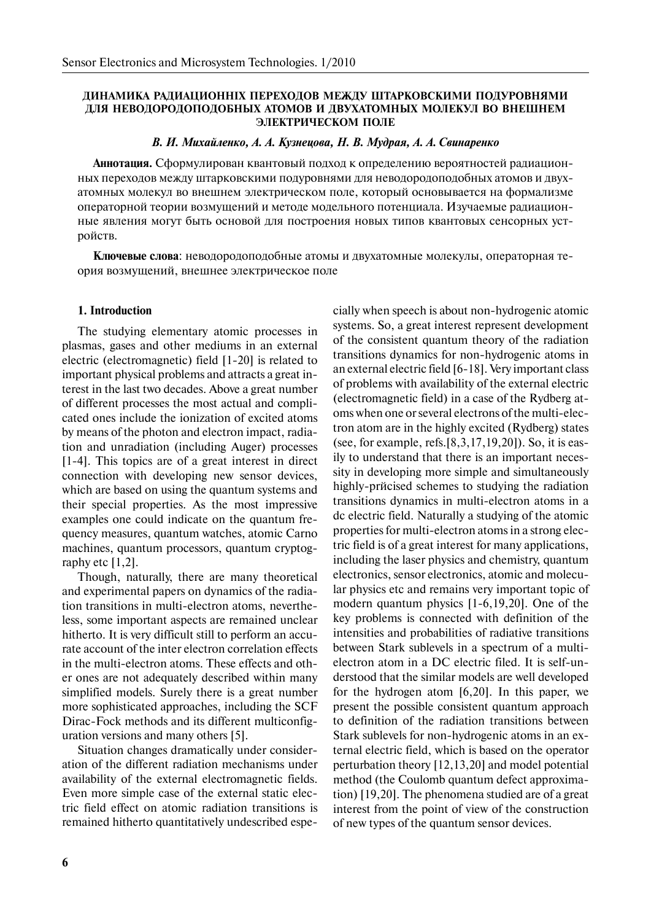**ДИНАМИКА РАДИАЦИОННІХ ПЕРЕХОДОВ МЕЖДУ ШТАРКОВСКИМИ ПОДУРОВНЯМИ ДЛЯ НЕВОДОРОДОПОДОБНЫХ АТОМОВ И ДВУХАТОМНЫХ МОЛЕКУЛ ВО ВНЕШНЕМ ЭЛЕКТРИЧЕСКОМ ПОЛЕ**

***В. И. Михайленко, А. А. Кузнецова, Н. В. Мудрая, А. А. Свинаренко***

**Аннотация.** Сформулирован квантовый подход к определению вероятностей радиационных переходов между штарковскими подуровнями для неводородоподобных атомов и двухатомных молекул во внешнем электрическом поле, который основывается на формализме операторной теории возмущений и методе модельного потенциала. Изучаемые радиационные явления могут быть основой для построения новых типов квантовых сенсорных устройств.

**Ключевые слова**: неводородоподобные атомы и двухатомные молекулы, операторная теория возмущений, внешнее электрическое поле

## 1. Introduction

The studying elementary atomic processes in plasmas, gases and other mediums in an external electric (electromagnetic) field [1-20] is related to important physical problems and attracts a great interest in the last two decades. Above a great number of different processes the most actual and complicated ones include the ionization of excited atoms by means of the photon and electron impact, radiation and unradiation (including Auger) processes [1-4]. This topics are of a great interest in direct connection with developing new sensor devices, which are based on using the quantum systems and their special properties. As the most impressive examples one could indicate on the quantum frequency measures, quantum watches, atomic Carno machines, quantum processors, quantum cryptography etc [1,2].

Though, naturally, there are many theoretical and experimental papers on dynamics of the radiation transitions in multi-electron atoms, nevertheless, some important aspects are remained unclear hitherto. It is very difficult still to perform an accurate account of the inter electron correlation effects in the multi-electron atoms. These effects and other ones are not adequately described within many simplified models. Surely there is a great number more sophisticated approaches, including the SCF Dirac-Fock methods and its different multiconfiguration versions and many others [5].

Situation changes dramatically under consideration of the different radiation mechanisms under availability of the external electromagnetic fields. Even more simple case of the external static electric field effect on atomic radiation transitions is remained hitherto quantitatively undescribed especially when speech is about non-hydrogenic atomic systems. So, a great interest represent development of the consistent quantum theory of the radiation transitions dynamics for non-hydrogenic atoms in an external electric field [6-18]. Very important class of problems with availability of the external electric (electromagnetic field) in a case of the Rydberg atoms when one or several electrons of the multi-electron atom are in the highly excited (Rydberg) states (see, for example, refs.[8,3,17,19,20]). So, it is easily to understand that there is an important necessity in developing more simple and simultaneously highly-prйcised schemes to studying the radiation transitions dynamics in multi-electron atoms in a dc electric field. Naturally a studying of the atomic properties for multi-electron atoms in a strong electric field is of a great interest for many applications, including the laser physics and chemistry, quantum electronics, sensor electronics, atomic and molecular physics etc and remains very important topic of modern quantum physics [1-6,19,20]. One of the key problems is connected with definition of the intensities and probabilities of radiative transitions between Stark sublevels in a spectrum of a multi-electron atom in a DC electric filed. It is self-understood that the similar models are well developed for the hydrogen atom [6,20]. In this paper, we present the possible consistent quantum approach to definition of the radiation transitions between Stark sublevels for non-hydrogenic atoms in an external electric field, which is based on the operator perturbation theory [12,13,20] and model potential method (the Coulomb quantum defect approximation) [19,20]. The phenomena studied are of a great interest from the point of view of the construction of new types of the quantum sensor devices.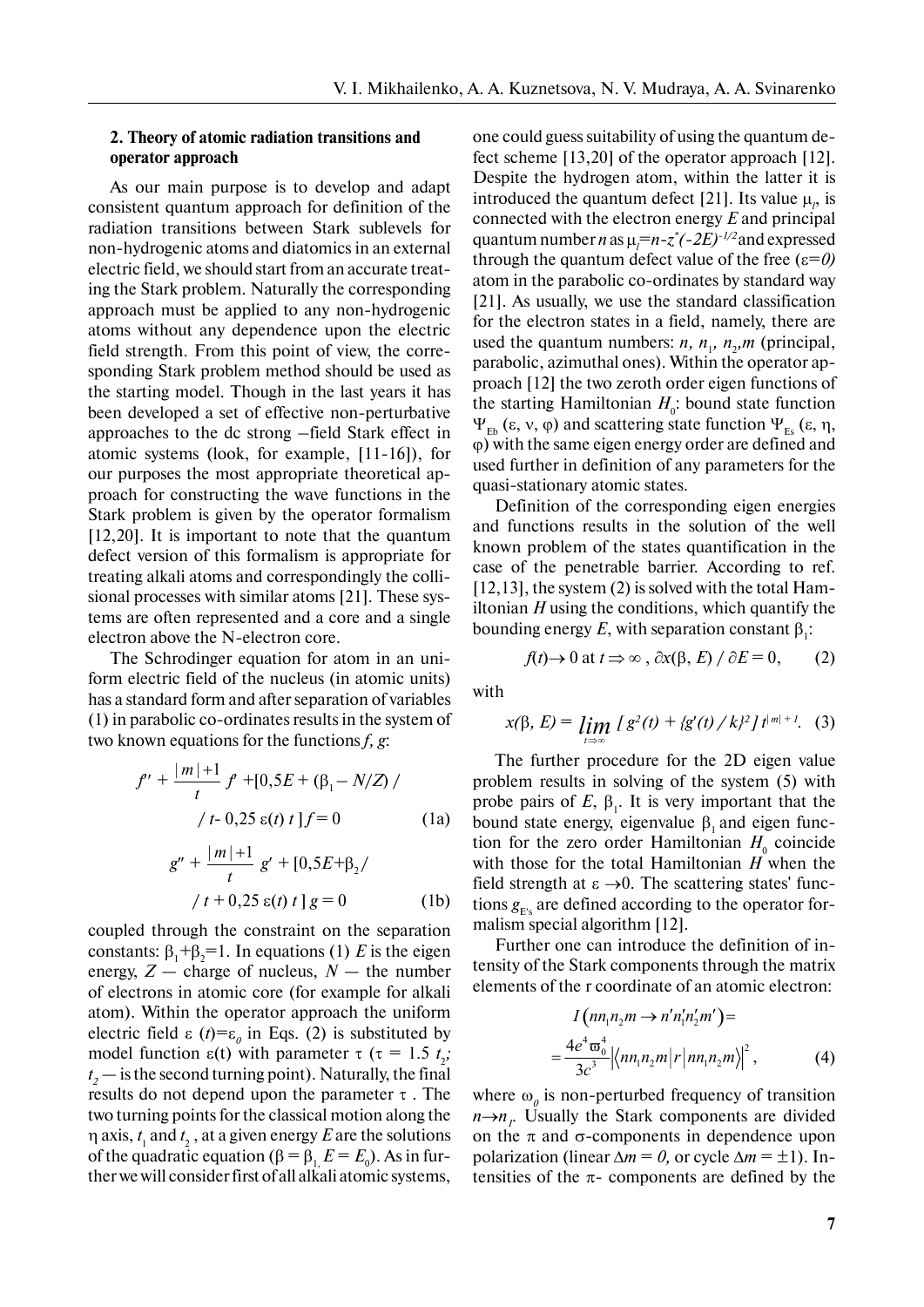## 2. Theory of atomic radiation transitions and operator approach

As our main purpose is to develop and adapt consistent quantum approach for definition of the radiation transitions between Stark sublevels for non-hydrogenic atoms and diatomics in an external electric field, we should start from an accurate treating the Stark problem. Naturally the corresponding approach must be applied to any non-hydrogenic atoms without any dependence upon the electric field strength. From this point of view, the corresponding Stark problem method should be used as the starting model. Though in the last years it has been developed a set of effective non-perturbative approaches to the dc strong –field Stark effect in atomic systems (look, for example, [11-16]), for our purposes the most appropriate theoretical approach for constructing the wave functions in the Stark problem is given by the operator formalism [12,20]. It is important to note that the quantum defect version of this formalism is appropriate for treating alkali atoms and correspondingly the collisional processes with similar atoms [21]. These systems are often represented and a core and a single electron above the N-electron core.

The Schrodinger equation for atom in an uniform electric field of the nucleus (in atomic units) has a standard form and after separation of variables (1) in parabolic co-ordinates results in the system of two known equations for the functions $f$, $g$:

$$f'' + \frac{|m|+1}{t} f' + [0{,}5E + (\beta_1 - N/Z) / t - 0{,}25\,\varepsilon(t)\, t\,] f = 0 \qquad (1a)$$

$$g'' + \frac{|m|+1}{t} g' + [0{,}5E + \beta_2 / t + 0{,}25\,\varepsilon(t)\, t\,] g = 0 \qquad (1b)$$

coupled through the constraint on the separation constants: $\beta_1+\beta_2=1$. In equations (1) $E$ is the eigen energy, $Z$ — charge of nucleus, $N$ — the number of electrons in atomic core (for example for alkali atom). Within the operator approach the uniform electric field $\varepsilon(t)=\varepsilon_0$ in Eqs. (2) is substituted by model function $\varepsilon$(t) with parameter $\tau$ ($\tau = 1.5\ t_2$; $t_2$ — is the second turning point). Naturally, the final results do not depend upon the parameter $\tau$ . The two turning points for the classical motion along the $\eta$ axis, $t_1$ and $t_2$ , at a given energy $E$ are the solutions of the quadratic equation ($\beta = \beta_1$, $E = E_0$). As in further we will consider first of all alkali atomic systems, one could guess suitability of using the quantum defect scheme [13,20] of the operator approach [12]. Despite the hydrogen atom, within the latter it is introduced the quantum defect [21]. Its value $\mu_l$, is connected with the electron energy $E$ and principal quantum number $n$ as $\mu_l=n-z^*(-2E)^{-1/2}$ and expressed through the quantum defect value of the free ($\varepsilon=0$) atom in the parabolic co-ordinates by standard way [21]. As usually, we use the standard classification for the electron states in a field, namely, there are used the quantum numbers: $n$, $n_1$, $n_2$,$m$ (principal, parabolic, azimuthal ones). Within the operator approach [12] the two zeroth order eigen functions of the starting Hamiltonian $H_0$: bound state function $\Psi_{Eb}$ ($\varepsilon$, $\nu$, $\varphi$) and scattering state function $\Psi_{Es}$ ($\varepsilon$, $\eta$, $\varphi$) with the same eigen energy order are defined and used further in definition of any parameters for the quasi-stationary atomic states.

Definition of the corresponding eigen energies and functions results in the solution of the well known problem of the states quantification in the case of the penetrable barrier. According to ref. [12,13], the system (2) is solved with the total Hamiltonian $H$ using the conditions, which quantify the bounding energy $E$, with separation constant $\beta_1$:

$$f(t) \rightarrow 0 \text{ at } t \Rightarrow \infty\,,\ \partial x(\beta, E)\,/\,\partial E = 0, \qquad (2)$$

with

$$x(\beta, E) = \lim_{t \Rightarrow \infty} [\,g^2(t) + \{g'(t)\,/\,k\}^2\,]\, t^{|m|+1}. \qquad (3)$$

The further procedure for the 2D eigen value problem results in solving of the system (5) with probe pairs of $E$, $\beta_1$. It is very important that the bound state energy, eigenvalue $\beta_1$ and eigen function for the zero order Hamiltonian $H_0$ coincide with those for the total Hamiltonian $H$ when the field strength at $\varepsilon \rightarrow 0$. The scattering states' functions $g_{E's}$ are defined according to the operator formalism special algorithm [12].

Further one can introduce the definition of intensity of the Stark components through the matrix elements of the r coordinate of an atomic electron:

$$I\left(nn_1n_2m \rightarrow n'n_1'n_2'm'\right) = \frac{4e^4\varpi_0^4}{3c^3}\left|\left\langle nn_1n_2m\right|r\left|nn_1n_2m\right\rangle\right|^2, \qquad (4)$$

where $\omega_0$ is non-perturbed frequency of transition $n \rightarrow n_1$. Usually the Stark components are divided on the $\pi$ and $\sigma$-components in dependence upon polarization (linear $\Delta m = 0$, or cycle $\Delta m = \pm 1$). Intensities of the $\pi$- components are defined by the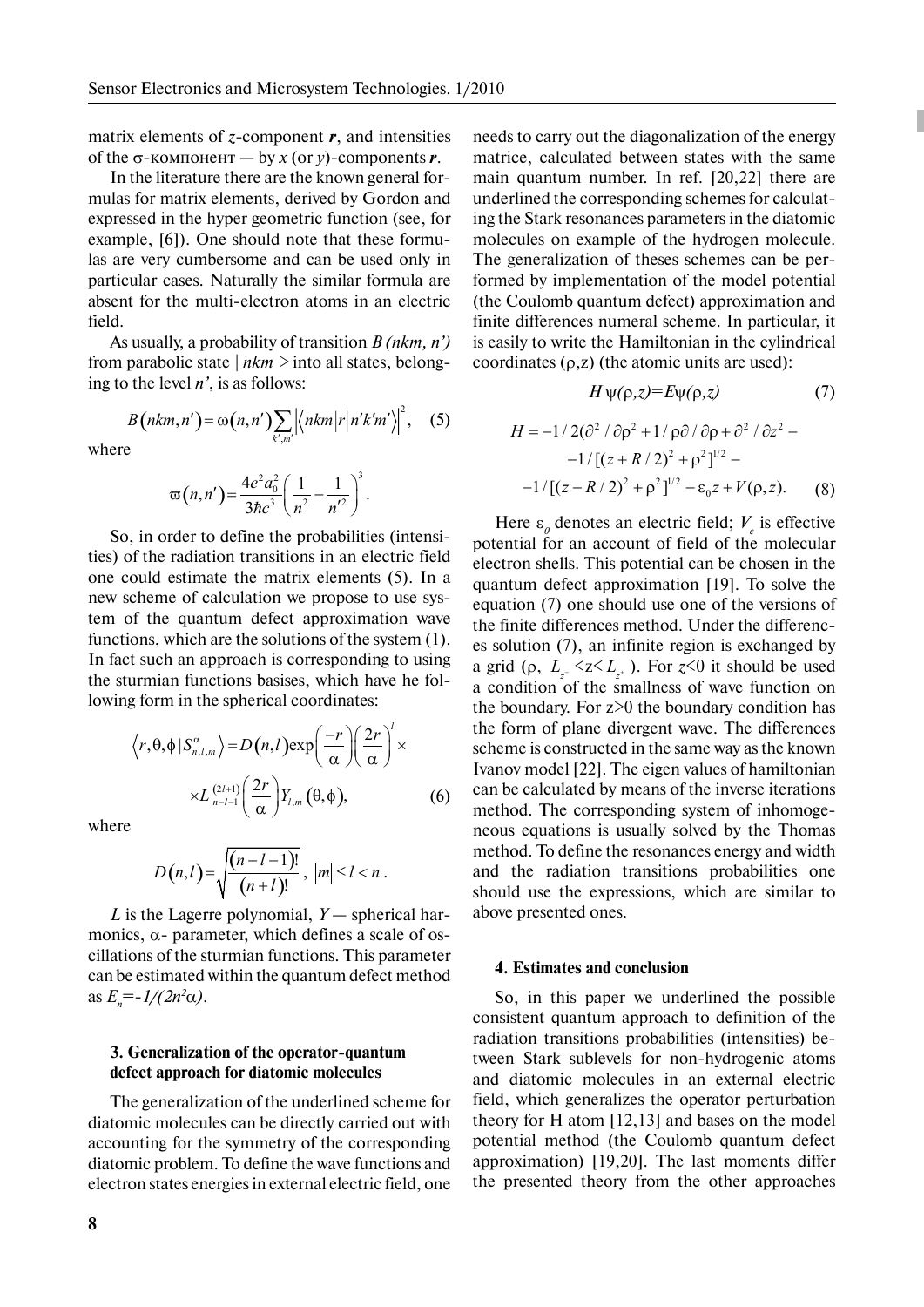matrix elements of $z$-component $\boldsymbol{r}$, and intensities of the σ-компонент — by $x$ (or $y$)-components $\boldsymbol{r}$.

In the literature there are the known general formulas for matrix elements, derived by Gordon and expressed in the hyper geometric function (see, for example, [6]). One should note that these formulas are very cumbersome and can be used only in particular cases. Naturally the similar formula are absent for the multi-electron atoms in an electric field.

As usually, a probability of transition $B\,(nkm, n')$ from parabolic state $|\,nkm>$ into all states, belonging to the level $n'$, is as follows:

$$B(nkm,n') = \omega(n,n')\sum_{k',m'}\left|\langle nkm|r|n'k'm'\rangle\right|^2, \quad (5)$$

where

$$\varpi(n,n') = \frac{4e^2a_0^2}{3\hbar c^3}\left(\frac{1}{n^2}-\frac{1}{n'^2}\right)^3.$$

So, in order to define the probabilities (intensities) of the radiation transitions in an electric field one could estimate the matrix elements (5). In a new scheme of calculation we propose to use system of the quantum defect approximation wave functions, which are the solutions of the system (1). In fact such an approach is corresponding to using the sturmian functions basises, which have he following form in the spherical coordinates:

$$\langle r,\theta,\phi\,|S^{\alpha}_{n,l,m}\rangle = D(n,l)\exp\left(\frac{-r}{\alpha}\right)\left(\frac{2r}{\alpha}\right)^l \times$$
$$\times L^{(2l+1)}_{n-l-1}\left(\frac{2r}{\alpha}\right)Y_{l,m}(\theta,\phi), \quad (6)$$

where

$$D(n,l) = \sqrt{\frac{(n-l-1)!}{(n+l)!}}\,,\ |m|\le l<n\,.$$

$L$ is the Lagerre polynomial, $Y$ — spherical harmonics, α- parameter, which defines a scale of oscillations of the sturmian functions. This parameter can be estimated within the quantum defect method as $E_n=-1/(2n^2\alpha)$.

### 3. Generalization of the operator-quantum defect approach for diatomic molecules

The generalization of the underlined scheme for diatomic molecules can be directly carried out with accounting for the symmetry of the corresponding diatomic problem. To define the wave functions and electron states energies in external electric field, one needs to carry out the diagonalization of the energy matrice, calculated between states with the same main quantum number. In ref. [20,22] there are underlined the corresponding schemes for calculating the Stark resonances parameters in the diatomic molecules on example of the hydrogen molecule. The generalization of theses schemes can be performed by implementation of the model potential (the Coulomb quantum defect) approximation and finite differences numeral scheme. In particular, it is easily to write the Hamiltonian in the cylindrical coordinates (ρ,z) (the atomic units are used):

$$H\,\psi(\rho,z)=E\psi(\rho,z) \quad (7)$$

$$H = -1/2(\partial^2/\partial\rho^2 + 1/\rho\partial/\partial\rho + \partial^2/\partial z^2 -$$
$$-1/[(z+R/2)^2+\rho^2]^{1/2} -$$
$$-1/[(z-R/2)^2+\rho^2]^{1/2} - \varepsilon_0 z + V(\rho,z). \quad (8)$$

Here $\varepsilon_0$ denotes an electric field; $V_c$ is effective potential for an account of field of the molecular electron shells. This potential can be chosen in the quantum defect approximation [19]. To solve the equation (7) one should use one of the versions of the finite differences method. Under the differences solution (7), an infinite region is exchanged by a grid (ρ, $L_{z-}<z<L_{z+}$ ). For $z<0$ it should be used a condition of the smallness of wave function on the boundary. For $z>0$ the boundary condition has the form of plane divergent wave. The differences scheme is constructed in the same way as the known Ivanov model [22]. The eigen values of hamiltonian can be calculated by means of the inverse iterations method. The corresponding system of inhomogeneous equations is usually solved by the Thomas method. To define the resonances energy and width and the radiation transitions probabilities one should use the expressions, which are similar to above presented ones.

### 4. Estimates and conclusion

So, in this paper we underlined the possible consistent quantum approach to definition of the radiation transitions probabilities (intensities) between Stark sublevels for non-hydrogenic atoms and diatomic molecules in an external electric field, which generalizes the operator perturbation theory for H atom [12,13] and bases on the model potential method (the Coulomb quantum defect approximation) [19,20]. The last moments differ the presented theory from the other approaches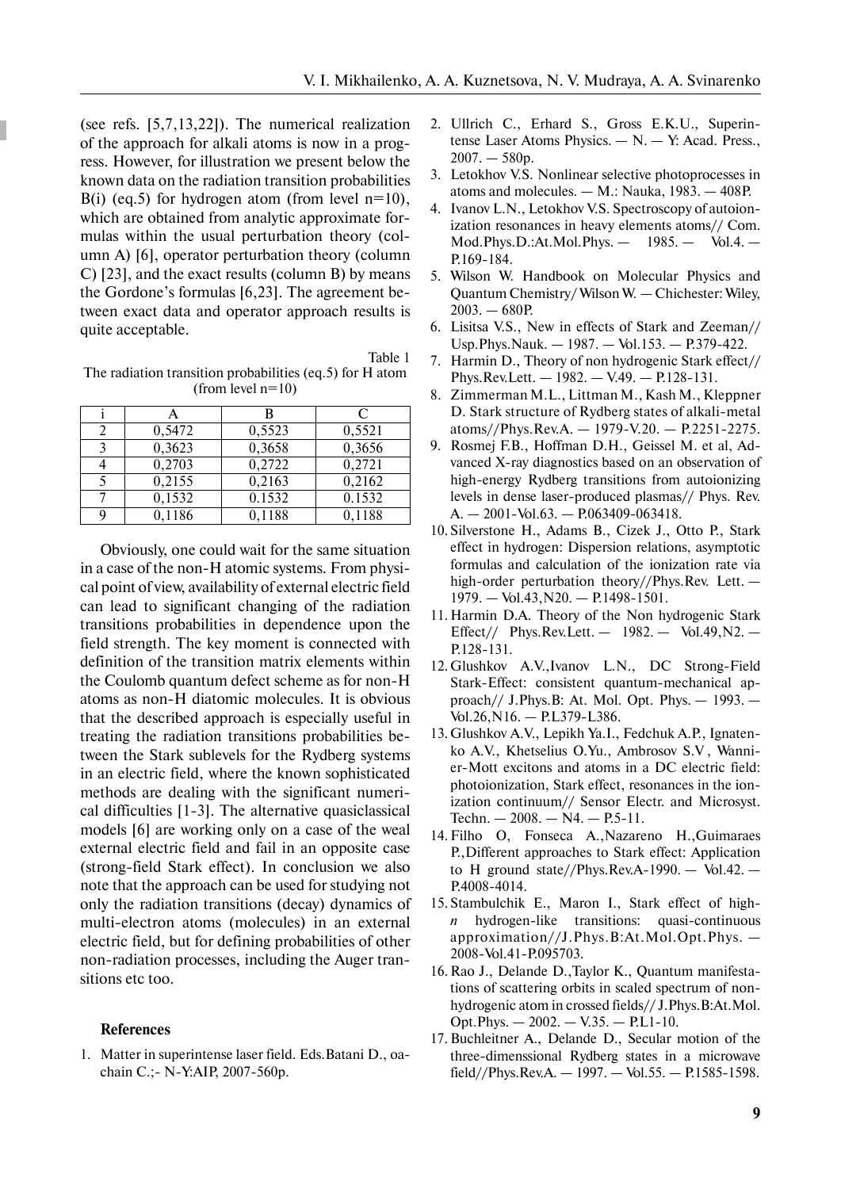(see refs. [5,7,13,22]). The numerical realization of the approach for alkali atoms is now in a progress. However, for illustration we present below the known data on the radiation transition probabilities B(i) (eq.5) for hydrogen atom (from level n=10), which are obtained from analytic approximate formulas within the usual perturbation theory (column A) [6], operator perturbation theory (column C) [23], and the exact results (column B) by means the Gordone's formulas [6,23]. The agreement between exact data and operator approach results is quite acceptable.

Table 1

The radiation transition probabilities (eq.5) for H atom (from level n=10)

| i | A | B | C |
|---|---|---|---|
| 2 | 0,5472 | 0,5523 | 0,5521 |
| 3 | 0,3623 | 0,3658 | 0,3656 |
| 4 | 0,2703 | 0,2722 | 0,2721 |
| 5 | 0,2155 | 0,2163 | 0,2162 |
| 7 | 0,1532 | 0.1532 | 0.1532 |
| 9 | 0,1186 | 0,1188 | 0,1188 |

Obviously, one could wait for the same situation in a case of the non-H atomic systems. From physical point of view, availability of external electric field can lead to significant changing of the radiation transitions probabilities in dependence upon the field strength. The key moment is connected with definition of the transition matrix elements within the Coulomb quantum defect scheme as for non-H atoms as non-H diatomic molecules. It is obvious that the described approach is especially useful in treating the radiation transitions probabilities between the Stark sublevels for the Rydberg systems in an electric field, where the known sophisticated methods are dealing with the significant numerical difficulties [1-3]. The alternative quasiclassical models [6] are working only on a case of the weal external electric field and fail in an opposite case (strong-field Stark effect). In conclusion we also note that the approach can be used for studying not only the radiation transitions (decay) dynamics of multi-electron atoms (molecules) in an external electric field, but for defining probabilities of other non-radiation processes, including the Auger transitions etc too.

## References

1. Matter in superintense laser field. Eds.Batani D., oachain C.;- N-Y:AIP, 2007-560p.
2. Ullrich C., Erhard S., Gross E.K.U., Superintense Laser Atoms Physics. — N. — Y: Acad. Press., 2007. — 580p.
3. Letokhov V.S. Nonlinear selective photoprocesses in atoms and molecules. — M.: Nauka, 1983. — 408P.
4. Ivanov L.N., Letokhov V.S. Spectroscopy of autoionization resonances in heavy elements atoms// Com. Mod.Phys.D.:At.Mol.Phys. — 1985. — Vol.4. — P.169-184.
5. Wilson W. Handbook on Molecular Physics and Quantum Chemistry/ Wilson W. — Chichester: Wiley, 2003. — 680P.
6. Lisitsa V.S., New in effects of Stark and Zeeman// Usp.Phys.Nauk. — 1987. — Vol.153. — P.379-422.
7. Harmin D., Theory of non hydrogenic Stark effect// Phys.Rev.Lett. — 1982. — V.49. — P.128-131.
8. Zimmerman M.L., Littman M., Kash M., Kleppner D. Stark structure of Rydberg states of alkali-metal atoms//Phys.Rev.A. — 1979-V.20. — P.2251-2275.
9. Rosmej F.B., Hoffman D.H., Geissel M. et al, Advanced X-ray diagnostics based on an observation of high-energy Rydberg transitions from autoionizing levels in dense laser-produced plasmas// Phys. Rev. A. — 2001-Vol.63. — P.063409-063418.
10. Silverstone H., Adams B., Cizek J., Otto P., Stark effect in hydrogen: Dispersion relations, asymptotic formulas and calculation of the ionization rate via high-order perturbation theory//Phys.Rev. Lett. — 1979. — Vol.43,N20. — P.1498-1501.
11. Harmin D.A. Theory of the Non hydrogenic Stark Effect// Phys.Rev.Lett. — 1982. — Vol.49,N2. — P.128-131.
12. Glushkov A.V.,Ivanov L.N., DC Strong-Field Stark-Effect: consistent quantum-mechanical approach// J.Phys.B: At. Mol. Opt. Phys. — 1993. — Vol.26,N16. — P.L379-L386.
13. Glushkov A.V., Lepikh Ya.I., Fedchuk A.P., Ignatenko A.V., Khetselius O.Yu., Ambrosov S.V , Wannier-Mott excitons and atoms in a DC electric field: photoionization, Stark effect, resonances in the ionization continuum// Sensor Electr. and Microsyst. Techn. — 2008. — N4. — P.5-11.
14. Filho O, Fonseca A.,Nazareno H.,Guimaraes P.,Different approaches to Stark effect: Application to H ground state//Phys.Rev.A-1990. — Vol.42. — P.4008-4014.
15. Stambulchik E., Maron I., Stark effect of high-*n* hydrogen-like transitions: quasi-continuous approximation//J.Phys.B:At.Mol.Opt.Phys. — 2008-Vol.41-P.095703.
16. Rao J., Delande D.,Taylor K., Quantum manifestations of scattering orbits in scaled spectrum of non-hydrogenic atom in crossed fields// J.Phys.B:At.Mol. Opt.Phys. — 2002. — V.35. — P.L1-10.
17. Buchleitner A., Delande D., Secular motion of the three-dimenssional Rydberg states in a microwave field//Phys.Rev.A. — 1997. — Vol.55. — P.1585-1598.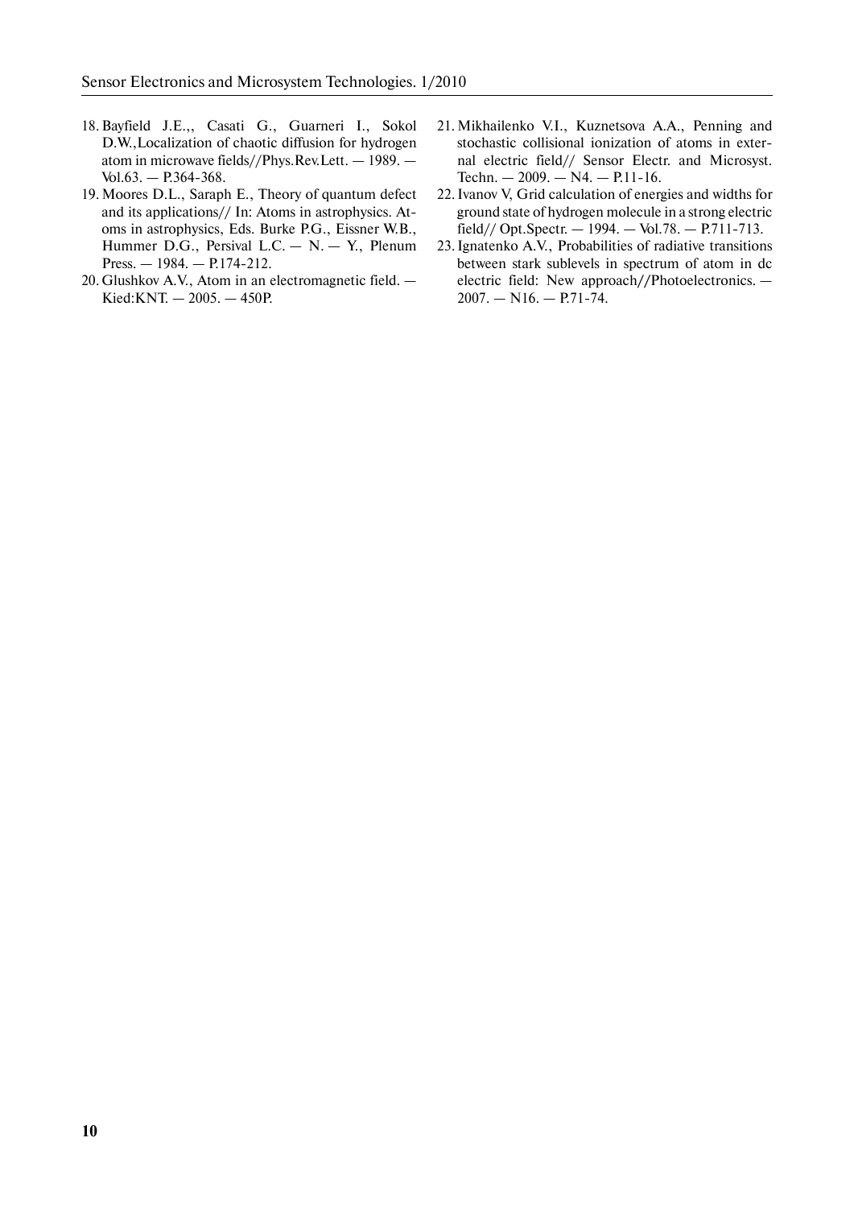18. Bayfield J.E.,, Casati G., Guarneri I., Sokol D.W.,Localization of chaotic diffusion for hydrogen atom in microwave fields//Phys.Rev.Lett. — 1989. — Vol.63. — P.364-368.
19. Moores D.L., Saraph E., Theory of quantum defect and its applications// In: Atoms in astrophysics. Atoms in astrophysics, Eds. Burke P.G., Eissner W.B., Hummer D.G., Persival L.C. — N. — Y., Plenum Press. — 1984. — P.174-212.
20. Glushkov A.V., Atom in an electromagnetic field. — Kied:KNT. — 2005. — 450P.
21. Mikhailenko V.I., Kuznetsova A.A., Penning and stochastic collisional ionization of atoms in external electric field// Sensor Electr. and Microsyst. Techn. — 2009. — N4. — P.11-16.
22. Ivanov V, Grid calculation of energies and widths for ground state of hydrogen molecule in a strong electric field// Opt.Spectr. — 1994. — Vol.78. — P.711-713.
23. Ignatenko A.V., Probabilities of radiative transitions between stark sublevels in spectrum of atom in dc electric field: New approach//Photoelectronics. — 2007. — N16. — P.71-74.